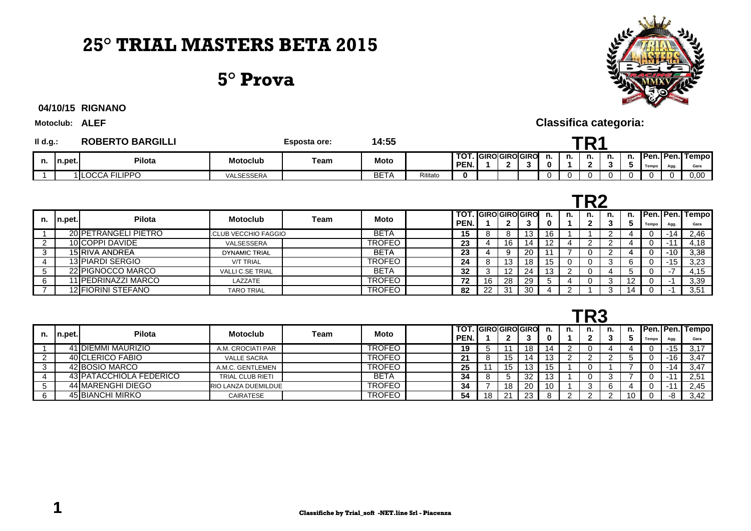# 25° TRIAL MASTERS BETA 2015

## 5° Prova

**04/10/15 RIGNANO**

**Motoclub: ALEF**

**Classifica categoria:**

**Il d.g.: ROBERTO BARGILLI** **Esposta ore: 14:55**

### TR1

| n. | n.pet. | Pilota | Motoclub | Team | Moto | | TOT. PEN. | GIRO 1 | GIRO 2 | GIRO 3 | n. 0 | n. 1 | n. 2 | n. 3 | n. 5 | Pen. Tempo | Pen. Agg. | Tempo Gara |
|---|---|---|---|---|---|---|---|---|---|---|---|---|---|---|---|---|---|---|
| 1 | 1 | LOCCA FILIPPO | VALSESSERA | | BETA | Ritirato | 0 | | | | 0 | 0 | 0 | 0 | 0 | 0 | 0 | 0,00 |

### TR2

| n. | n.pet. | Pilota | Motoclub | Team | Moto | | TOT. PEN. | GIRO 1 | GIRO 2 | GIRO 3 | n. 0 | n. 1 | n. 2 | n. 3 | n. 5 | Pen. Tempo | Pen. Agg. | Tempo Gara |
|---|---|---|---|---|---|---|---|---|---|---|---|---|---|---|---|---|---|---|
| 1 | 20 | PETRANGELI PIETRO | .CLUB VECCHIO FAGGIO | | BETA | | 15 | 8 | 8 | 13 | 16 | 1 | 1 | 2 | 4 | 0 | -14 | 2,46 |
| 2 | 10 | COPPI DAVIDE | VALSESSERA | | TROFEO | | 23 | 4 | 16 | 14 | 12 | 4 | 2 | 2 | 4 | 0 | -11 | 4,18 |
| 3 | 15 | RIVA ANDREA | DYNAMIC TRIAL | | BETA | | 23 | 4 | 9 | 20 | 11 | 7 | 0 | 2 | 4 | 0 | -10 | 3,38 |
| 4 | 13 | PIARDI SERGIO | V/T TRIAL | | TROFEO | | 24 | 8 | 13 | 18 | 15 | 0 | 0 | 3 | 6 | 0 | -15 | 3,23 |
| 5 | 22 | PIGNOCCO MARCO | VALLI C.SE TRIAL | | BETA | | 32 | 3 | 12 | 24 | 13 | 2 | 0 | 4 | 5 | 0 | -7 | 4,15 |
| 6 | 11 | PEDRINAZZI MARCO | LAZZATE | | TROFEO | | 72 | 16 | 28 | 29 | 5 | 4 | 0 | 3 | 12 | 0 | -1 | 3,39 |
| 7 | 12 | FIORINI STEFANO | TARO TRIAL | | TROFEO | | 82 | 22 | 31 | 30 | 4 | 2 | 1 | 3 | 14 | 0 | -1 | 3,51 |

### TR3

| n. | n.pet. | Pilota | Motoclub | Team | Moto | | TOT. PEN. | GIRO 1 | GIRO 2 | GIRO 3 | n. 0 | n. 1 | n. 2 | n. 3 | n. 5 | Pen. Tempo | Pen. Agg. | Tempo Gara |
|---|---|---|---|---|---|---|---|---|---|---|---|---|---|---|---|---|---|---|
| 1 | 41 | DIEMMI MAURIZIO | A.M. CROCIATI PAR | | TROFEO | | 19 | 5 | 11 | 18 | 14 | 2 | 0 | 4 | 4 | 0 | -15 | 3,17 |
| 2 | 40 | CLERICO FABIO | VALLE SACRA | | TROFEO | | 21 | 8 | 15 | 14 | 13 | 2 | 2 | 2 | 5 | 0 | -16 | 3,47 |
| 3 | 42 | BOSIO MARCO | A.M.C. GENTLEMEN | | TROFEO | | 25 | 11 | 15 | 13 | 15 | 1 | 0 | 1 | 7 | 0 | -14 | 3,47 |
| 4 | 43 | PATACCHIOLA FEDERICO | TRIAL CLUB RIETI | | BETA | | 34 | 8 | 5 | 32 | 13 | 1 | 0 | 3 | 7 | 0 | -11 | 2,51 |
| 5 | 44 | MARENGHI DIEGO | RIO LANZA DUEMILDUE | | TROFEO | | 34 | 7 | 18 | 20 | 10 | 1 | 3 | 6 | 4 | 0 | -11 | 2,45 |
| 6 | 45 | BIANCHI MIRKO | CAIRATESE | | TROFEO | | 54 | 18 | 21 | 23 | 8 | 2 | 2 | 2 | 10 | 0 | -8 | 3,42 |

**Classifiche by Trial_soft -NET.line Srl - Piacenza**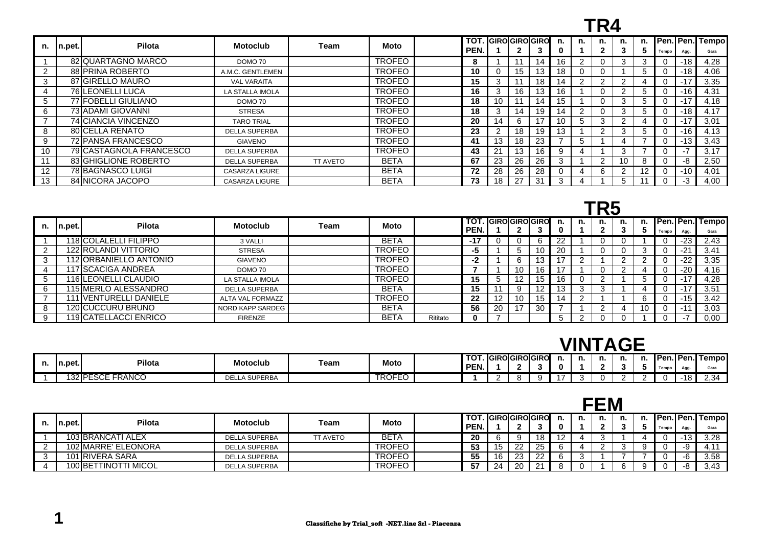## TR4

| n. | n.pet. | Pilota | Motoclub | Team | Moto | | TOT. PEN. | GIRO 1 | GIRO 2 | GIRO 3 | n. 0 | n. 1 | n. 2 | n. 3 | n. 5 | Pen. Tempo | Pen. Agg. | Tempo Gara |
|---|---|---|---|---|---|---|---|---|---|---|---|---|---|---|---|---|---|---|
| 1 | 82 | QUARTAGNO MARCO | DOMO 70 | | TROFEO | | 8 | 1 | 11 | 14 | 16 | 2 | 0 | 3 | 3 | 0 | -18 | 4,28 |
| 2 | 88 | PRINA ROBERTO | A.M.C. GENTLEMEN | | TROFEO | | 10 | 0 | 15 | 13 | 18 | 0 | 0 | 1 | 5 | 0 | -18 | 4,06 |
| 3 | 87 | GIRELLO MAURO | VAL VARAITA | | TROFEO | | 15 | 3 | 11 | 18 | 14 | 2 | 2 | 2 | 4 | 0 | -17 | 3,35 |
| 4 | 76 | LEONELLI LUCA | LA STALLA IMOLA | | TROFEO | | 16 | 3 | 16 | 13 | 16 | 1 | 0 | 2 | 5 | 0 | -16 | 4,31 |
| 5 | 77 | FOBELLI GIULIANO | DOMO 70 | | TROFEO | | 18 | 10 | 11 | 14 | 15 | 1 | 0 | 3 | 5 | 0 | -17 | 4,18 |
| 6 | 73 | ADAMI GIOVANNI | STRESA | | TROFEO | | 18 | 3 | 14 | 19 | 14 | 2 | 0 | 3 | 5 | 0 | -18 | 4,17 |
| 7 | 74 | CIANCIA VINCENZO | TARO TRIAL | | TROFEO | | 20 | 14 | 6 | 17 | 10 | 5 | 3 | 2 | 4 | 0 | -17 | 3,01 |
| 8 | 80 | CELLA RENATO | DELLA SUPERBA | | TROFEO | | 23 | 2 | 18 | 19 | 13 | 1 | 2 | 3 | 5 | 0 | -16 | 4,13 |
| 9 | 72 | PANSA FRANCESCO | GIAVENO | | TROFEO | | 41 | 13 | 18 | 23 | 7 | 5 | 1 | 4 | 7 | 0 | -13 | 3,43 |
| 10 | 79 | CASTAGNOLA FRANCESCO | DELLA SUPERBA | | TROFEO | | 43 | 21 | 13 | 16 | 9 | 4 | 1 | 3 | 7 | 0 | -7 | 3,17 |
| 11 | 83 | GHIGLIONE ROBERTO | DELLA SUPERBA | TT AVETO | BETA | | 67 | 23 | 26 | 26 | 3 | 1 | 2 | 10 | 8 | 0 | -8 | 2,50 |
| 12 | 78 | BAGNASCO LUIGI | CASARZA LIGURE | | BETA | | 72 | 28 | 26 | 28 | 0 | 4 | 6 | 2 | 12 | 0 | -10 | 4,01 |
| 13 | 84 | NICORA JACOPO | CASARZA LIGURE | | BETA | | 73 | 18 | 27 | 31 | 3 | 4 | 1 | 5 | 11 | 0 | -3 | 4,00 |

## TR5

| n. | n.pet. | Pilota | Motoclub | Team | Moto | | TOT. PEN. | GIRO 1 | GIRO 2 | GIRO 3 | n. 0 | n. 1 | n. 2 | n. 3 | n. 5 | Pen. Tempo | Pen. Agg. | Tempo Gara |
|---|---|---|---|---|---|---|---|---|---|---|---|---|---|---|---|---|---|---|
| 1 | 118 | COLALELLI FILIPPO | 3 VALLI | | BETA | | -17 | 0 | 0 | 6 | 22 | 1 | 0 | 0 | 1 | 0 | -23 | 2,43 |
| 2 | 122 | ROLANDI VITTORIO | STRESA | | TROFEO | | -5 | 1 | 5 | 10 | 20 | 1 | 0 | 0 | 3 | 0 | -21 | 3,41 |
| 3 | 112 | ORBANIELLO ANTONIO | GIAVENO | | TROFEO | | -2 | 1 | 6 | 13 | 17 | 2 | 1 | 2 | 2 | 0 | -22 | 3,35 |
| 4 | 117 | SCACIGA ANDREA | DOMO 70 | | TROFEO | | 7 | 1 | 10 | 16 | 17 | 1 | 0 | 2 | 4 | 0 | -20 | 4,16 |
| 5 | 116 | LEONELLI CLAUDIO | LA STALLA IMOLA | | TROFEO | | 15 | 5 | 12 | 15 | 16 | 0 | 2 | 1 | 5 | 0 | -17 | 4,28 |
| 6 | 115 | MERLO ALESSANDRO | DELLA SUPERBA | | BETA | | 15 | 11 | 9 | 12 | 13 | 3 | 3 | 1 | 4 | 0 | -17 | 3,51 |
| 7 | 111 | VENTURELLI DANIELE | ALTA VAL FORMAZZ | | TROFEO | | 22 | 12 | 10 | 15 | 14 | 2 | 1 | 1 | 6 | 0 | -15 | 3,42 |
| 8 | 120 | CUCCURU BRUNO | NORD KAPP SARDEG | | BETA | | 56 | 20 | 17 | 30 | 7 | 1 | 2 | 4 | 10 | 0 | -11 | 3,03 |
| 9 | 119 | CATELLACCI ENRICO | FIRENZE | | BETA | Ritirato | 0 | 7 | | | 5 | 2 | 0 | 0 | 1 | 0 | -7 | 0,00 |

## VINTAGE

| n. | n.pet. | Pilota | Motoclub | Team | Moto | | TOT. PEN. | GIRO 1 | GIRO 2 | GIRO 3 | n. 0 | n. 1 | n. 2 | n. 3 | n. 5 | Pen. Tempo | Pen. Agg. | Tempo Gara |
|---|---|---|---|---|---|---|---|---|---|---|---|---|---|---|---|---|---|---|
| 1 | 132 | PESCE FRANCO | DELLA SUPERBA | | TROFEO | | 1 | 2 | 8 | 9 | 17 | 3 | 0 | 2 | 2 | 0 | -18 | 2,34 |

## FEM

| n. | n.pet. | Pilota | Motoclub | Team | Moto | | TOT. PEN. | GIRO 1 | GIRO 2 | GIRO 3 | n. 0 | n. 1 | n. 2 | n. 3 | n. 5 | Pen. Tempo | Pen. Agg. | Tempo Gara |
|---|---|---|---|---|---|---|---|---|---|---|---|---|---|---|---|---|---|---|
| 1 | 103 | BRANCATI ALEX | DELLA SUPERBA | TT AVETO | BETA | | 20 | 6 | 9 | 18 | 12 | 4 | 3 | 1 | 4 | 0 | -13 | 3,28 |
| 2 | 102 | MARRE' ELEONORA | DELLA SUPERBA | | TROFEO | | 53 | 15 | 22 | 25 | 6 | 4 | 2 | 3 | 9 | 0 | -9 | 4,11 |
| 3 | 101 | RIVERA SARA | DELLA SUPERBA | | TROFEO | | 55 | 16 | 23 | 22 | 6 | 3 | 1 | 7 | 7 | 0 | -6 | 3,58 |
| 4 | 100 | BETTINOTTI MICOL | DELLA SUPERBA | | TROFEO | | 57 | 24 | 20 | 21 | 8 | 0 | 1 | 6 | 9 | 0 | -8 | 3,43 |

Classifiche by Trial_soft -NET.line Srl - Piacenza